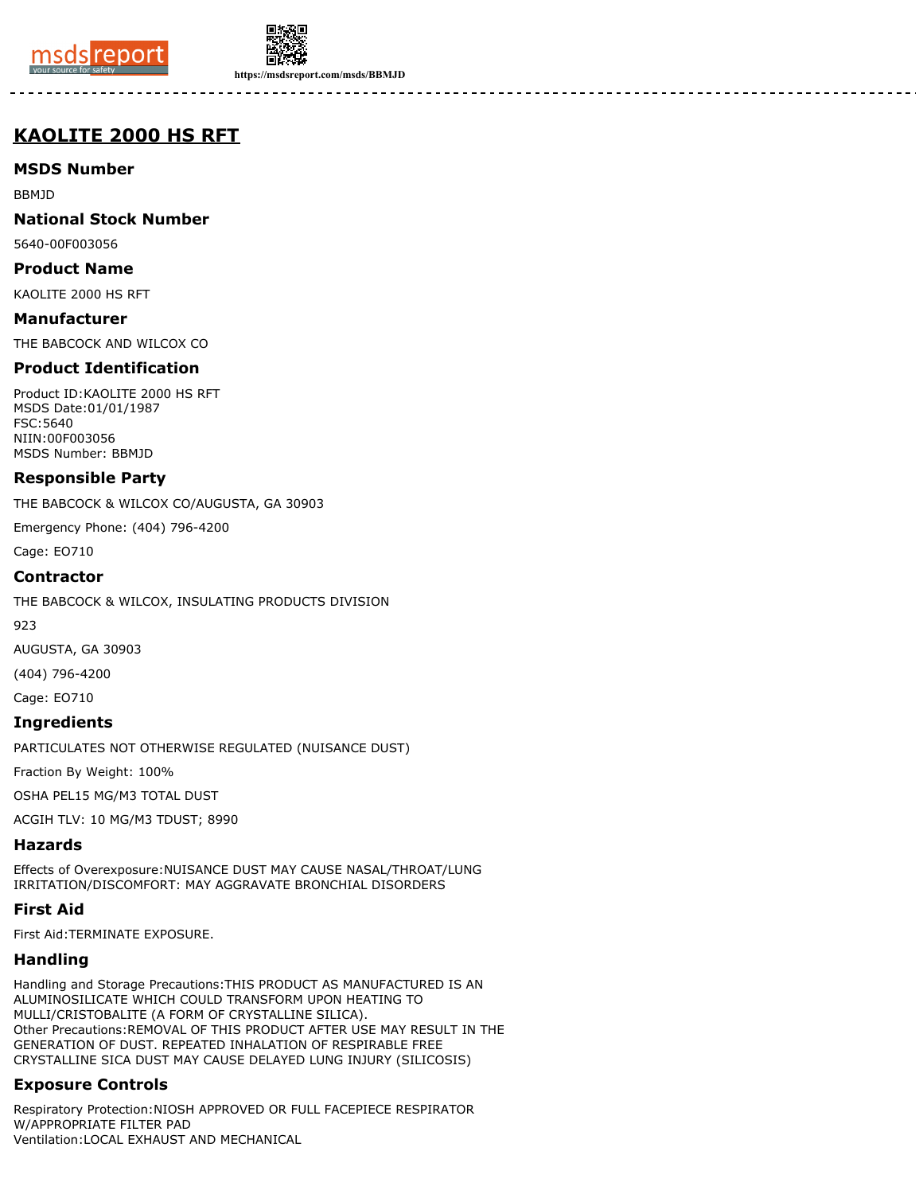# KAOLITE 2000 HS RFT

## MSDS Number

BBMJD

## National Stock Number

5640-00F003056

## Product Name

KAOLITE 2000 HS RFT

## Manufacturer

THE BABCOCK AND WILCOX CO

## Product Identification

Product ID:KAOLITE 2000 HS RFT
MSDS Date:01/01/1987
FSC:5640
NIIN:00F003056
MSDS Number: BBMJD

## Responsible Party

THE BABCOCK & WILCOX CO/AUGUSTA, GA 30903

Emergency Phone: (404) 796-4200

Cage: EO710

## Contractor

THE BABCOCK & WILCOX, INSULATING PRODUCTS DIVISION

923

AUGUSTA, GA 30903

(404) 796-4200

Cage: EO710

## Ingredients

PARTICULATES NOT OTHERWISE REGULATED (NUISANCE DUST)

Fraction By Weight: 100%

OSHA PEL15 MG/M3 TOTAL DUST

ACGIH TLV: 10 MG/M3 TDUST; 8990

## Hazards

Effects of Overexposure:NUISANCE DUST MAY CAUSE NASAL/THROAT/LUNG IRRITATION/DISCOMFORT: MAY AGGRAVATE BRONCHIAL DISORDERS

## First Aid

First Aid:TERMINATE EXPOSURE.

## Handling

Handling and Storage Precautions:THIS PRODUCT AS MANUFACTURED IS AN ALUMINOSILICATE WHICH COULD TRANSFORM UPON HEATING TO MULLI/CRISTOBALITE (A FORM OF CRYSTALLINE SILICA).
Other Precautions:REMOVAL OF THIS PRODUCT AFTER USE MAY RESULT IN THE GENERATION OF DUST. REPEATED INHALATION OF RESPIRABLE FREE CRYSTALLINE SICA DUST MAY CAUSE DELAYED LUNG INJURY (SILICOSIS)

## Exposure Controls

Respiratory Protection:NIOSH APPROVED OR FULL FACEPIECE RESPIRATOR W/APPROPRIATE FILTER PAD
Ventilation:LOCAL EXHAUST AND MECHANICAL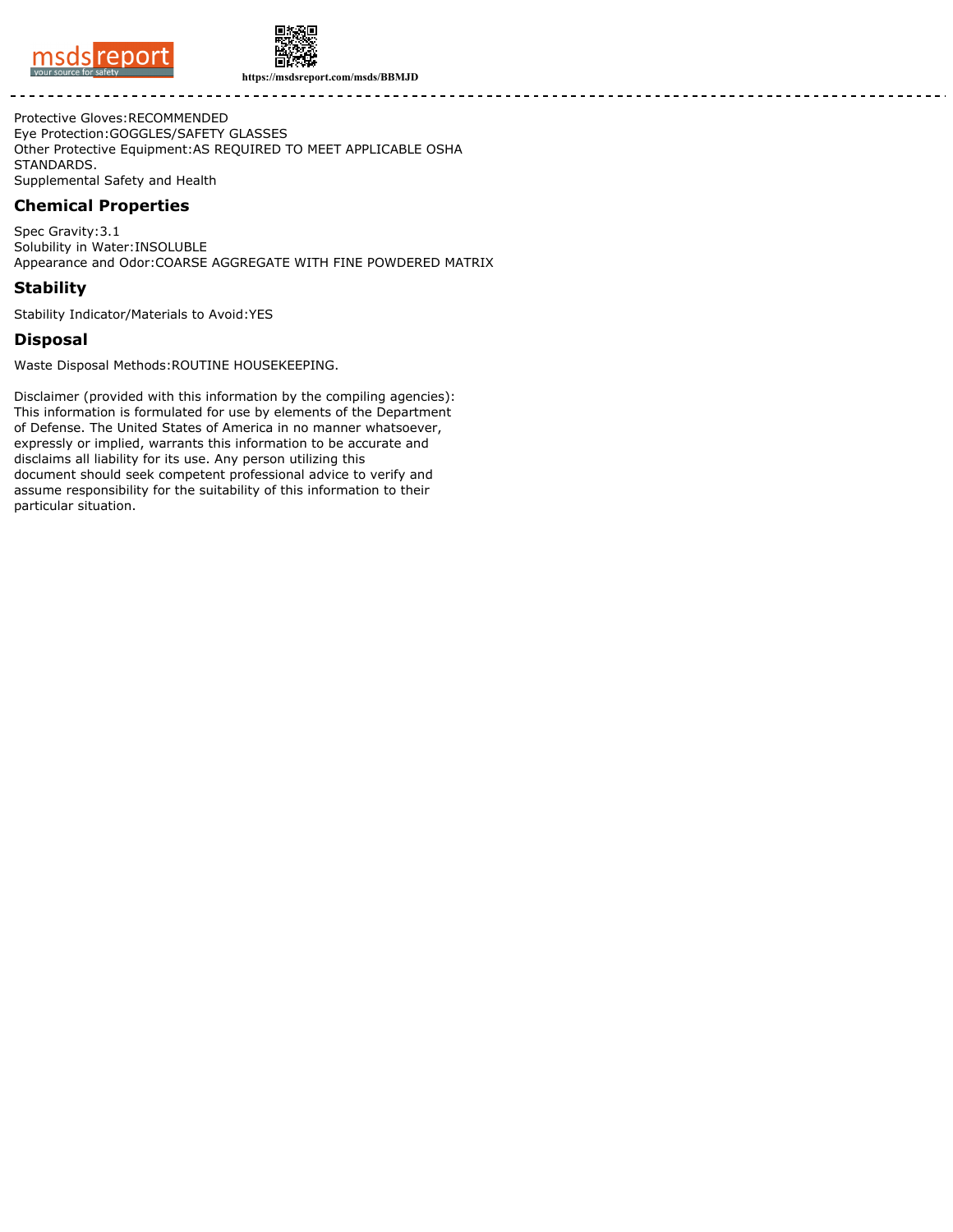Protective Gloves:RECOMMENDED
Eye Protection:GOGGLES/SAFETY GLASSES
Other Protective Equipment:AS REQUIRED TO MEET APPLICABLE OSHA STANDARDS.
Supplemental Safety and Health

## Chemical Properties

Spec Gravity:3.1
Solubility in Water:INSOLUBLE
Appearance and Odor:COARSE AGGREGATE WITH FINE POWDERED MATRIX

## Stability

Stability Indicator/Materials to Avoid:YES

## Disposal

Waste Disposal Methods:ROUTINE HOUSEKEEPING.

Disclaimer (provided with this information by the compiling agencies): This information is formulated for use by elements of the Department of Defense. The United States of America in no manner whatsoever, expressly or implied, warrants this information to be accurate and disclaims all liability for its use. Any person utilizing this document should seek competent professional advice to verify and assume responsibility for the suitability of this information to their particular situation.